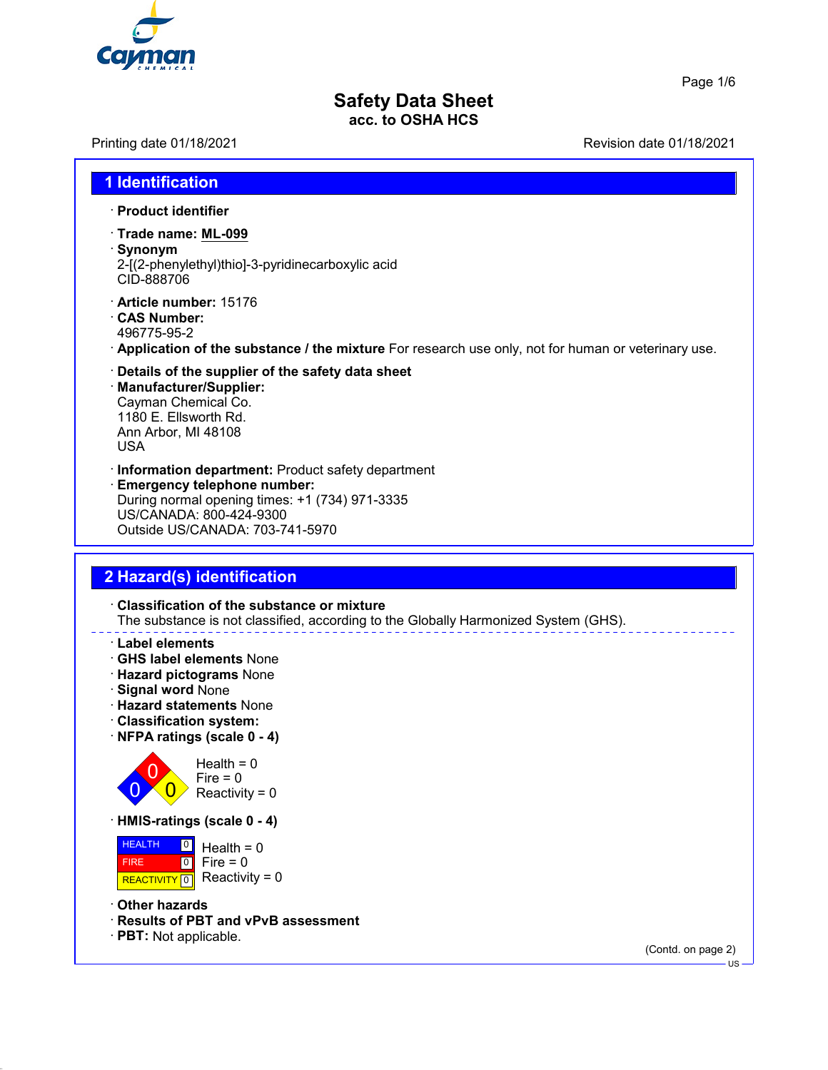# Safety Data Sheet
**acc. to OSHA HCS**

Printing date 01/18/2021 Revision date 01/18/2021

## 1 Identification

· **Product identifier**

· **Trade name: ML-099**

· **Synonym**
2-[(2-phenylethyl)thio]-3-pyridinecarboxylic acid
CID-888706

· **Article number:** 15176

· **CAS Number:**
496775-95-2

· **Application of the substance / the mixture** For research use only, not for human or veterinary use.

· **Details of the supplier of the safety data sheet**

· **Manufacturer/Supplier:**
Cayman Chemical Co.
1180 E. Ellsworth Rd.
Ann Arbor, MI 48108
USA

· **Information department:** Product safety department

· **Emergency telephone number:**
During normal opening times: +1 (734) 971-3335
US/CANADA: 800-424-9300
Outside US/CANADA: 703-741-5970

## 2 Hazard(s) identification

· **Classification of the substance or mixture**
The substance is not classified, according to the Globally Harmonized System (GHS).

· **Label elements**

· **GHS label elements** None

· **Hazard pictograms** None

· **Signal word** None

· **Hazard statements** None

· **Classification system:**

· **NFPA ratings (scale 0 - 4)**

Health = 0
Fire = 0
Reactivity = 0

· **HMIS-ratings (scale 0 - 4)**

| | | |
|---|---|---|
| HEALTH | 0 | Health = 0 |
| FIRE | 0 | Fire = 0 |
| REACTIVITY | 0 | Reactivity = 0 |

· **Other hazards**

· **Results of PBT and vPvB assessment**

· **PBT:** Not applicable.

(Contd. on page 2)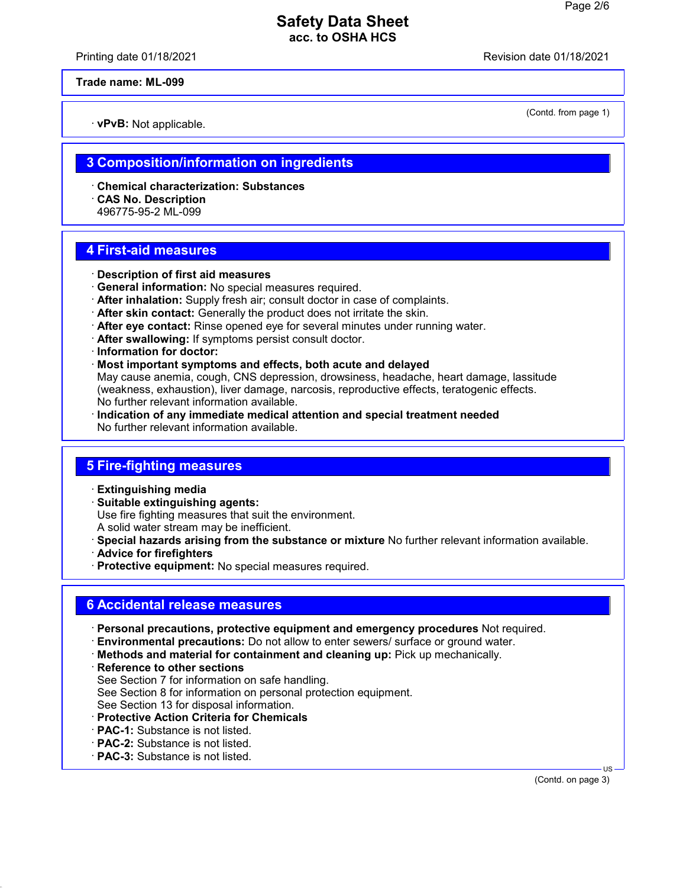Trade name: ML-099

(Contd. from page 1)

· **vPvB:** Not applicable.

## 3 Composition/information on ingredients

· **Chemical characterization: Substances**
· **CAS No. Description**
496775-95-2 ML-099

## 4 First-aid measures

· **Description of first aid measures**
· **General information:** No special measures required.
· **After inhalation:** Supply fresh air; consult doctor in case of complaints.
· **After skin contact:** Generally the product does not irritate the skin.
· **After eye contact:** Rinse opened eye for several minutes under running water.
· **After swallowing:** If symptoms persist consult doctor.
· **Information for doctor:**
· **Most important symptoms and effects, both acute and delayed**
May cause anemia, cough, CNS depression, drowsiness, headache, heart damage, lassitude (weakness, exhaustion), liver damage, narcosis, reproductive effects, teratogenic effects.
No further relevant information available.
· **Indication of any immediate medical attention and special treatment needed**
No further relevant information available.

## 5 Fire-fighting measures

· **Extinguishing media**
· **Suitable extinguishing agents:**
Use fire fighting measures that suit the environment.
A solid water stream may be inefficient.
· **Special hazards arising from the substance or mixture** No further relevant information available.
· **Advice for firefighters**
· **Protective equipment:** No special measures required.

## 6 Accidental release measures

· **Personal precautions, protective equipment and emergency procedures** Not required.
· **Environmental precautions:** Do not allow to enter sewers/ surface or ground water.
· **Methods and material for containment and cleaning up:** Pick up mechanically.
· **Reference to other sections**
See Section 7 for information on safe handling.
See Section 8 for information on personal protection equipment.
See Section 13 for disposal information.
· **Protective Action Criteria for Chemicals**
· **PAC-1:** Substance is not listed.
· **PAC-2:** Substance is not listed.
· **PAC-3:** Substance is not listed.

(Contd. on page 3)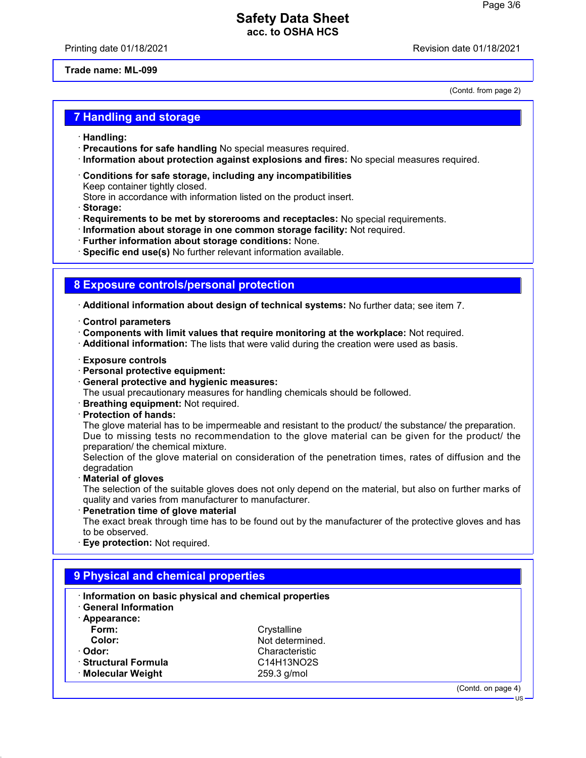**Trade name: ML-099**

(Contd. from page 2)

## 7 Handling and storage

· **Handling:**
· **Precautions for safe handling** No special measures required.
· **Information about protection against explosions and fires:** No special measures required.

· **Conditions for safe storage, including any incompatibilities**
Keep container tightly closed.
Store in accordance with information listed on the product insert.
· **Storage:**
· **Requirements to be met by storerooms and receptacles:** No special requirements.
· **Information about storage in one common storage facility:** Not required.
· **Further information about storage conditions:** None.
· **Specific end use(s)** No further relevant information available.

## 8 Exposure controls/personal protection

· **Additional information about design of technical systems:** No further data; see item 7.

· **Control parameters**
· **Components with limit values that require monitoring at the workplace:** Not required.
· **Additional information:** The lists that were valid during the creation were used as basis.

· **Exposure controls**
· **Personal protective equipment:**
· **General protective and hygienic measures:**
The usual precautionary measures for handling chemicals should be followed.
· **Breathing equipment:** Not required.
· **Protection of hands:**
The glove material has to be impermeable and resistant to the product/ the substance/ the preparation.
Due to missing tests no recommendation to the glove material can be given for the product/ the preparation/ the chemical mixture.
Selection of the glove material on consideration of the penetration times, rates of diffusion and the degradation
· **Material of gloves**
The selection of the suitable gloves does not only depend on the material, but also on further marks of quality and varies from manufacturer to manufacturer.
· **Penetration time of glove material**
The exact break through time has to be found out by the manufacturer of the protective gloves and has to be observed.
· **Eye protection:** Not required.

## 9 Physical and chemical properties

· **Information on basic physical and chemical properties**
· **General Information**
· **Appearance:**

| | |
|---|---|
| **Form:** | Crystalline |
| **Color:** | Not determined. |
| · **Odor:** | Characteristic |
| · **Structural Formula** | $C_{14}H_{13}NO_2S$ |
| · **Molecular Weight** | 259.3 g/mol |

(Contd. on page 4)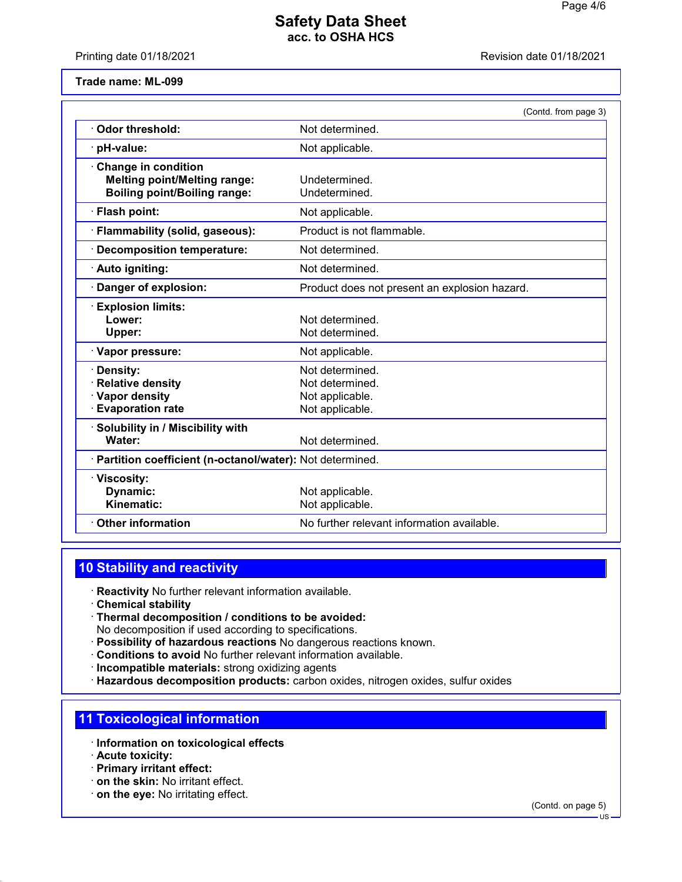Trade name: ML-099

(Contd. from page 3)

| | |
|---|---|
| · **Odor threshold:** | Not determined. |
| · **pH-value:** | Not applicable. |
| · **Change in condition** | |
| **Melting point/Melting range:** | Undetermined. |
| **Boiling point/Boiling range:** | Undetermined. |
| · **Flash point:** | Not applicable. |
| · **Flammability (solid, gaseous):** | Product is not flammable. |
| · **Decomposition temperature:** | Not determined. |
| · **Auto igniting:** | Not determined. |
| · **Danger of explosion:** | Product does not present an explosion hazard. |
| · **Explosion limits:** | |
| **Lower:** | Not determined. |
| **Upper:** | Not determined. |
| · **Vapor pressure:** | Not applicable. |
| · **Density:** | Not determined. |
| · **Relative density** | Not determined. |
| · **Vapor density** | Not applicable. |
| · **Evaporation rate** | Not applicable. |
| · **Solubility in / Miscibility with** | |
| **Water:** | Not determined. |
| · **Partition coefficient (n-octanol/water):** | Not determined. |
| · **Viscosity:** | |
| **Dynamic:** | Not applicable. |
| **Kinematic:** | Not applicable. |
| · **Other information** | No further relevant information available. |

## 10 Stability and reactivity

· **Reactivity** No further relevant information available.
· **Chemical stability**
· **Thermal decomposition / conditions to be avoided:**
No decomposition if used according to specifications.
· **Possibility of hazardous reactions** No dangerous reactions known.
· **Conditions to avoid** No further relevant information available.
· **Incompatible materials:** strong oxidizing agents
· **Hazardous decomposition products:** carbon oxides, nitrogen oxides, sulfur oxides

## 11 Toxicological information

· **Information on toxicological effects**
· **Acute toxicity:**
· **Primary irritant effect:**
· **on the skin:** No irritant effect.
· **on the eye:** No irritating effect.

(Contd. on page 5)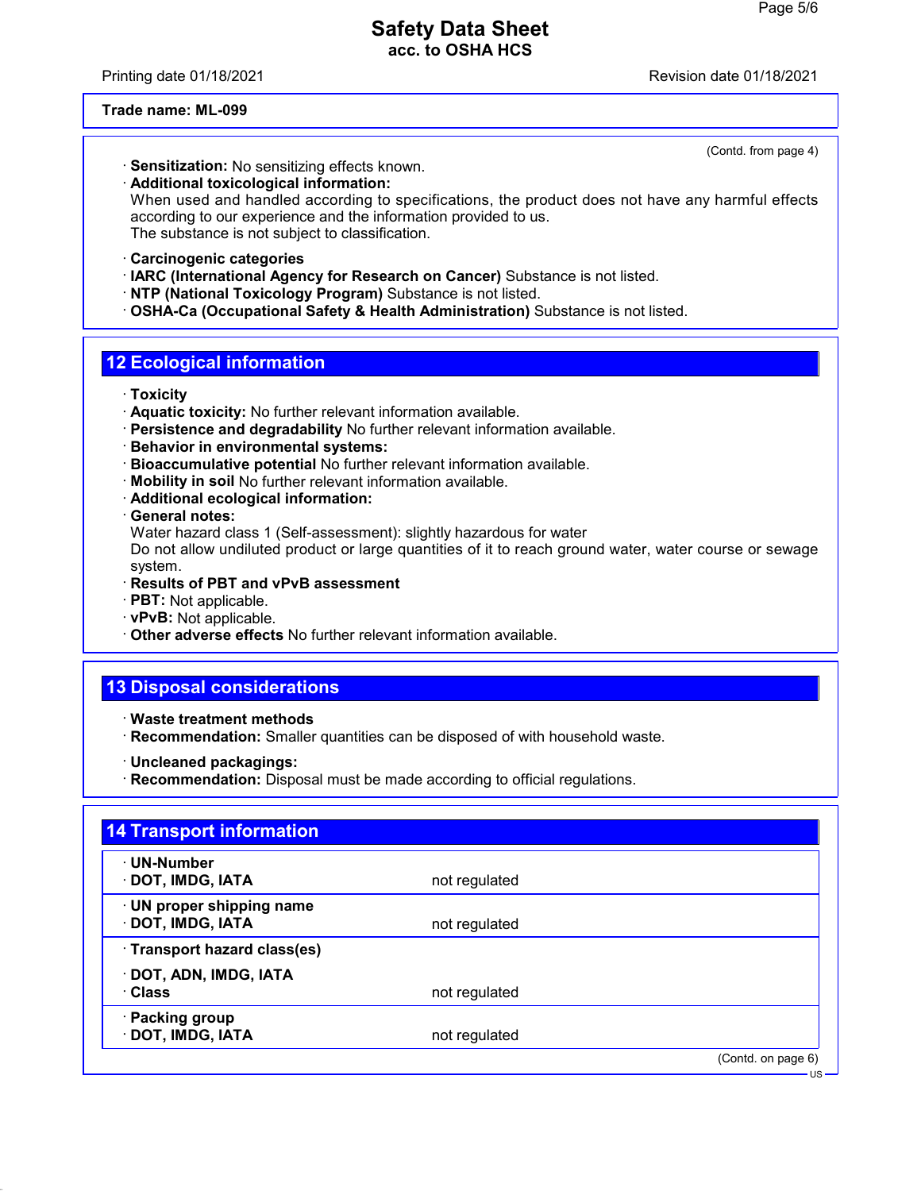(Contd. from page 4)

· **Sensitization:** No sensitizing effects known.
· **Additional toxicological information:**
When used and handled according to specifications, the product does not have any harmful effects according to our experience and the information provided to us.
The substance is not subject to classification.

· **Carcinogenic categories**
· **IARC (International Agency for Research on Cancer)** Substance is not listed.
· **NTP (National Toxicology Program)** Substance is not listed.
· **OSHA-Ca (Occupational Safety & Health Administration)** Substance is not listed.

## 12 Ecological information

· **Toxicity**
· **Aquatic toxicity:** No further relevant information available.
· **Persistence and degradability** No further relevant information available.
· **Behavior in environmental systems:**
· **Bioaccumulative potential** No further relevant information available.
· **Mobility in soil** No further relevant information available.
· **Additional ecological information:**
· **General notes:**
Water hazard class 1 (Self-assessment): slightly hazardous for water
Do not allow undiluted product or large quantities of it to reach ground water, water course or sewage system.
· **Results of PBT and vPvB assessment**
· **PBT:** Not applicable.
· **vPvB:** Not applicable.
· **Other adverse effects** No further relevant information available.

## 13 Disposal considerations

· **Waste treatment methods**
· **Recommendation:** Smaller quantities can be disposed of with household waste.

· **Uncleaned packagings:**
· **Recommendation:** Disposal must be made according to official regulations.

## 14 Transport information

| | |
|---|---|
| · **UN-Number**<br>· **DOT, IMDG, IATA** | not regulated |
| · **UN proper shipping name**<br>· **DOT, IMDG, IATA** | not regulated |
| · **Transport hazard class(es)**<br>· **DOT, ADN, IMDG, IATA**<br>· **Class** | not regulated |
| · **Packing group**<br>· **DOT, IMDG, IATA** | not regulated |

(Contd. on page 6)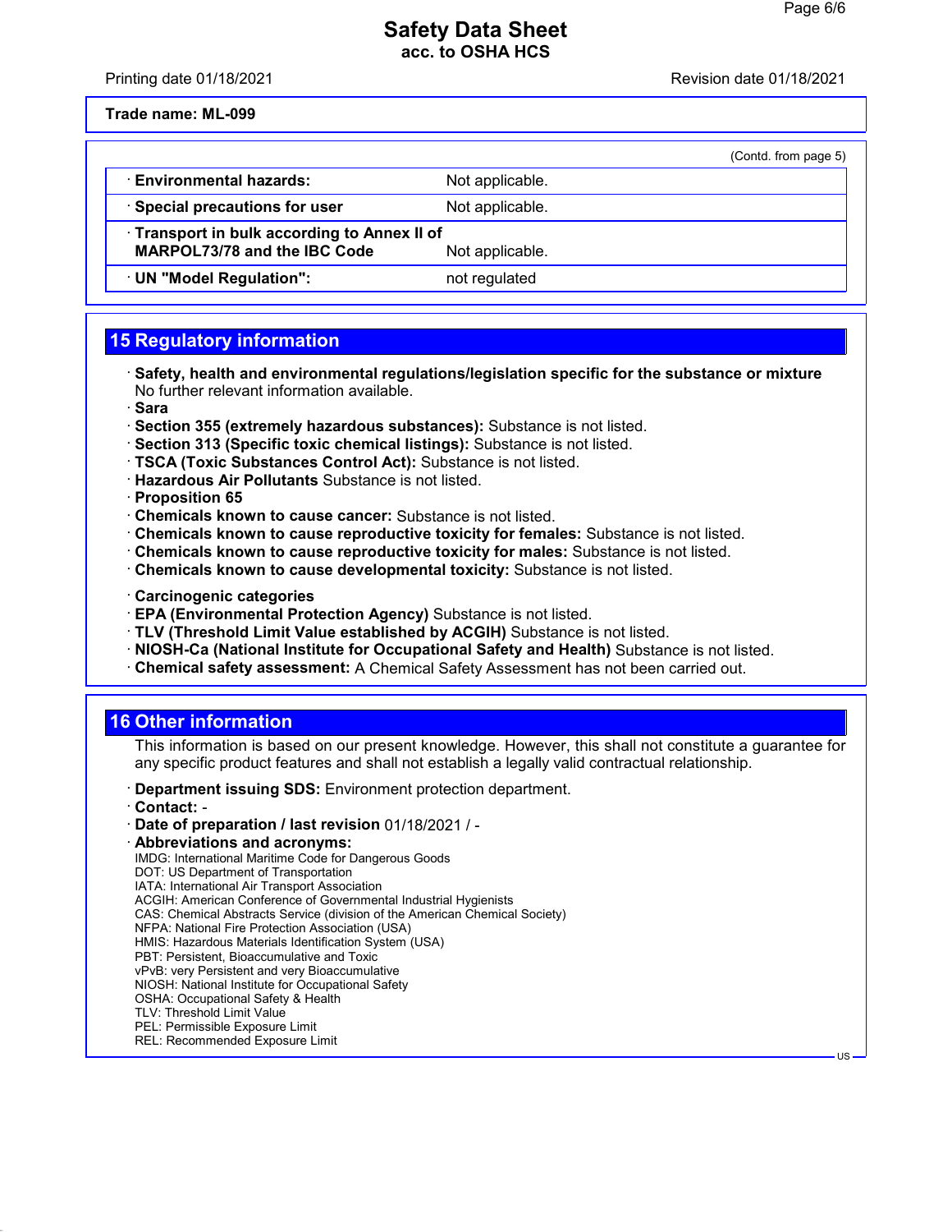Trade name: ML-099

(Contd. from page 5)

| | |
|---|---|
| · **Environmental hazards:** | Not applicable. |
| · **Special precautions for user** | Not applicable. |
| · **Transport in bulk according to Annex II of MARPOL73/78 and the IBC Code** | Not applicable. |
| · **UN "Model Regulation":** | not regulated |

## 15 Regulatory information

· **Safety, health and environmental regulations/legislation specific for the substance or mixture**
No further relevant information available.
· **Sara**
· **Section 355 (extremely hazardous substances):** Substance is not listed.
· **Section 313 (Specific toxic chemical listings):** Substance is not listed.
· **TSCA (Toxic Substances Control Act):** Substance is not listed.
· **Hazardous Air Pollutants** Substance is not listed.
· **Proposition 65**
· **Chemicals known to cause cancer:** Substance is not listed.
· **Chemicals known to cause reproductive toxicity for females:** Substance is not listed.
· **Chemicals known to cause reproductive toxicity for males:** Substance is not listed.
· **Chemicals known to cause developmental toxicity:** Substance is not listed.

· **Carcinogenic categories**
· **EPA (Environmental Protection Agency)** Substance is not listed.
· **TLV (Threshold Limit Value established by ACGIH)** Substance is not listed.
· **NIOSH-Ca (National Institute for Occupational Safety and Health)** Substance is not listed.
· **Chemical safety assessment:** A Chemical Safety Assessment has not been carried out.

## 16 Other information

This information is based on our present knowledge. However, this shall not constitute a guarantee for any specific product features and shall not establish a legally valid contractual relationship.

· **Department issuing SDS:** Environment protection department.
· **Contact:** -
· **Date of preparation / last revision** 01/18/2021 / -
· **Abbreviations and acronyms:**
IMDG: International Maritime Code for Dangerous Goods
DOT: US Department of Transportation
IATA: International Air Transport Association
ACGIH: American Conference of Governmental Industrial Hygienists
CAS: Chemical Abstracts Service (division of the American Chemical Society)
NFPA: National Fire Protection Association (USA)
HMIS: Hazardous Materials Identification System (USA)
PBT: Persistent, Bioaccumulative and Toxic
vPvB: very Persistent and very Bioaccumulative
NIOSH: National Institute for Occupational Safety
OSHA: Occupational Safety & Health
TLV: Threshold Limit Value
PEL: Permissible Exposure Limit
REL: Recommended Exposure Limit